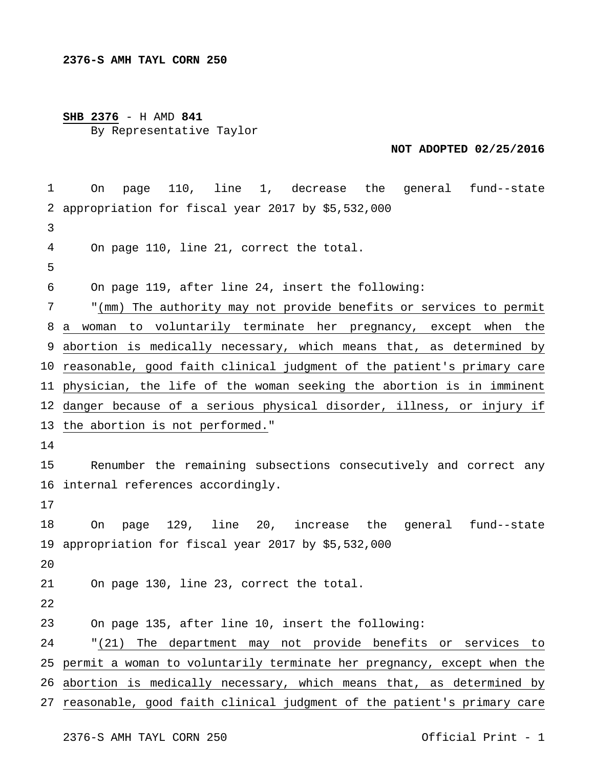**2376-S AMH TAYL CORN 250**

**SHB 2376** - H AMD **841**
By Representative Taylor

**NOT ADOPTED 02/25/2016**

On page 110, line 1, decrease the general fund--state appropriation for fiscal year 2017 by $5,532,000

On page 110, line 21, correct the total.

On page 119, after line 24, insert the following:

"(mm) The authority may not provide benefits or services to permit a woman to voluntarily terminate her pregnancy, except when the abortion is medically necessary, which means that, as determined by reasonable, good faith clinical judgment of the patient's primary care physician, the life of the woman seeking the abortion is in imminent danger because of a serious physical disorder, illness, or injury if the abortion is not performed."

Renumber the remaining subsections consecutively and correct any internal references accordingly.

On page 129, line 20, increase the general fund--state appropriation for fiscal year 2017 by $5,532,000

On page 130, line 23, correct the total.

On page 135, after line 10, insert the following:

"(21) The department may not provide benefits or services to permit a woman to voluntarily terminate her pregnancy, except when the abortion is medically necessary, which means that, as determined by reasonable, good faith clinical judgment of the patient's primary care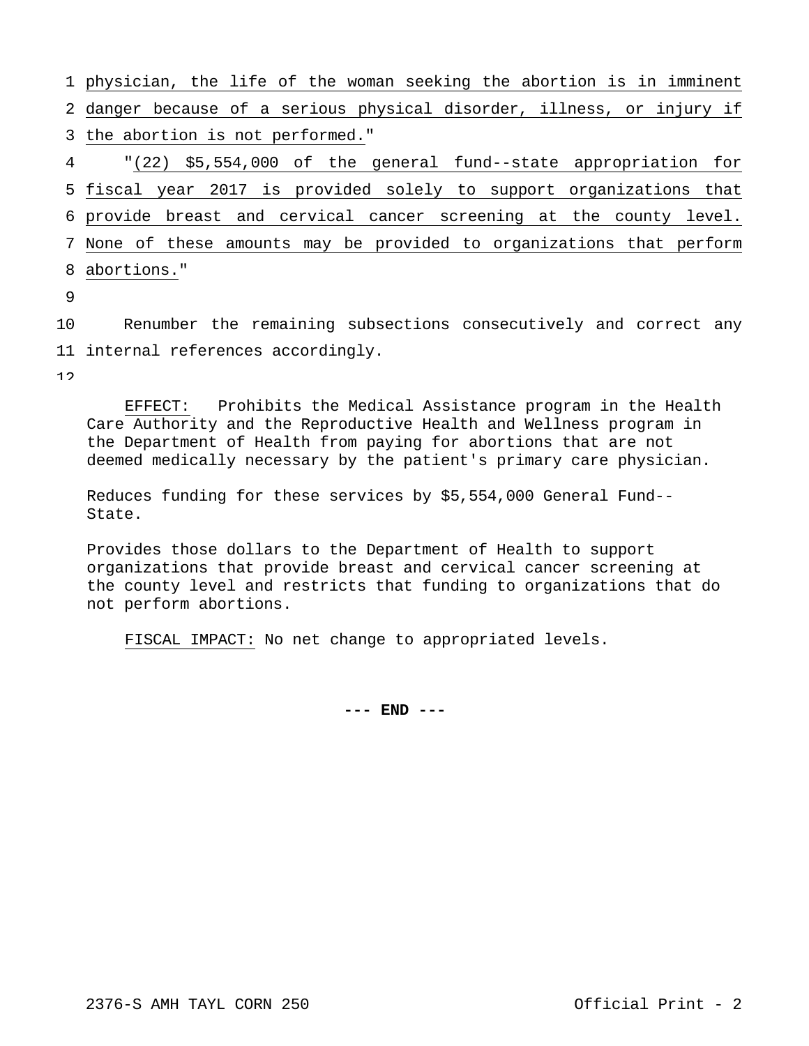physician, the life of the woman seeking the abortion is in imminent danger because of a serious physical disorder, illness, or injury if the abortion is not performed."

"(22) $5,554,000 of the general fund--state appropriation for fiscal year 2017 is provided solely to support organizations that provide breast and cervical cancer screening at the county level. None of these amounts may be provided to organizations that perform abortions."

Renumber the remaining subsections consecutively and correct any internal references accordingly.

EFFECT: Prohibits the Medical Assistance program in the Health Care Authority and the Reproductive Health and Wellness program in the Department of Health from paying for abortions that are not deemed medically necessary by the patient's primary care physician.

Reduces funding for these services by $5,554,000 General Fund--State.

Provides those dollars to the Department of Health to support organizations that provide breast and cervical cancer screening at the county level and restricts that funding to organizations that do not perform abortions.

FISCAL IMPACT: No net change to appropriated levels.

**--- END ---**